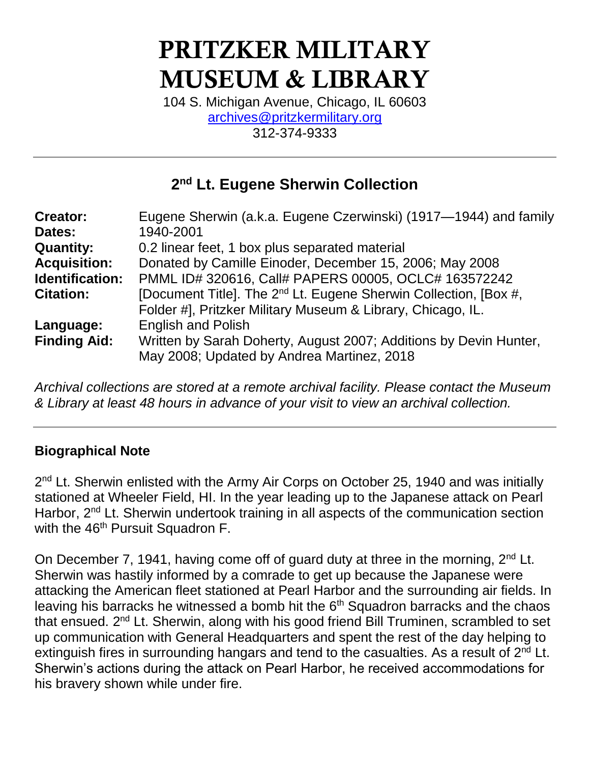# PRITZKER MILITARY MUSEUM & LIBRARY

104 S. Michigan Avenue, Chicago, IL 60603
archives@pritzkermilitary.org
312-374-9333

---

## 2nd Lt. Eugene Sherwin Collection

| | |
|---|---|
| **Creator:** | Eugene Sherwin (a.k.a. Eugene Czerwinski) (1917—1944) and family |
| **Dates:** | 1940-2001 |
| **Quantity:** | 0.2 linear feet, 1 box plus separated material |
| **Acquisition:** | Donated by Camille Einoder, December 15, 2006; May 2008 |
| **Identification:** | PMML ID# 320616, Call# PAPERS 00005, OCLC# 163572242 |
| **Citation:** | [Document Title]. The 2nd Lt. Eugene Sherwin Collection, [Box #, Folder #], Pritzker Military Museum & Library, Chicago, IL. |
| **Language:** | English and Polish |
| **Finding Aid:** | Written by Sarah Doherty, August 2007; Additions by Devin Hunter, May 2008; Updated by Andrea Martinez, 2018 |

*Archival collections are stored at a remote archival facility. Please contact the Museum & Library at least 48 hours in advance of your visit to view an archival collection.*

---

### Biographical Note

2nd Lt. Sherwin enlisted with the Army Air Corps on October 25, 1940 and was initially stationed at Wheeler Field, HI. In the year leading up to the Japanese attack on Pearl Harbor, 2nd Lt. Sherwin undertook training in all aspects of the communication section with the 46th Pursuit Squadron F.

On December 7, 1941, having come off of guard duty at three in the morning, 2nd Lt. Sherwin was hastily informed by a comrade to get up because the Japanese were attacking the American fleet stationed at Pearl Harbor and the surrounding air fields. In leaving his barracks he witnessed a bomb hit the 6th Squadron barracks and the chaos that ensued. 2nd Lt. Sherwin, along with his good friend Bill Truminen, scrambled to set up communication with General Headquarters and spent the rest of the day helping to extinguish fires in surrounding hangars and tend to the casualties. As a result of 2nd Lt. Sherwin's actions during the attack on Pearl Harbor, he received accommodations for his bravery shown while under fire.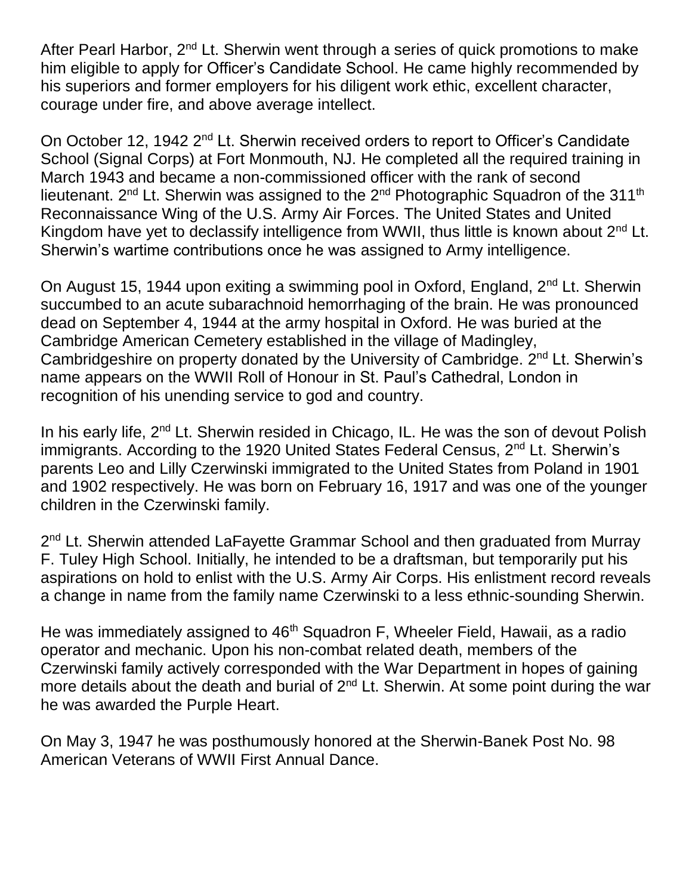After Pearl Harbor, 2nd Lt. Sherwin went through a series of quick promotions to make him eligible to apply for Officer's Candidate School. He came highly recommended by his superiors and former employers for his diligent work ethic, excellent character, courage under fire, and above average intellect.

On October 12, 1942 2nd Lt. Sherwin received orders to report to Officer's Candidate School (Signal Corps) at Fort Monmouth, NJ. He completed all the required training in March 1943 and became a non-commissioned officer with the rank of second lieutenant. 2nd Lt. Sherwin was assigned to the 2nd Photographic Squadron of the 311th Reconnaissance Wing of the U.S. Army Air Forces. The United States and United Kingdom have yet to declassify intelligence from WWII, thus little is known about 2nd Lt. Sherwin's wartime contributions once he was assigned to Army intelligence.

On August 15, 1944 upon exiting a swimming pool in Oxford, England, 2nd Lt. Sherwin succumbed to an acute subarachnoid hemorrhaging of the brain. He was pronounced dead on September 4, 1944 at the army hospital in Oxford. He was buried at the Cambridge American Cemetery established in the village of Madingley, Cambridgeshire on property donated by the University of Cambridge. 2nd Lt. Sherwin's name appears on the WWII Roll of Honour in St. Paul's Cathedral, London in recognition of his unending service to god and country.

In his early life, 2nd Lt. Sherwin resided in Chicago, IL. He was the son of devout Polish immigrants. According to the 1920 United States Federal Census, 2nd Lt. Sherwin's parents Leo and Lilly Czerwinski immigrated to the United States from Poland in 1901 and 1902 respectively. He was born on February 16, 1917 and was one of the younger children in the Czerwinski family.

2nd Lt. Sherwin attended LaFayette Grammar School and then graduated from Murray F. Tuley High School. Initially, he intended to be a draftsman, but temporarily put his aspirations on hold to enlist with the U.S. Army Air Corps. His enlistment record reveals a change in name from the family name Czerwinski to a less ethnic-sounding Sherwin.

He was immediately assigned to 46th Squadron F, Wheeler Field, Hawaii, as a radio operator and mechanic. Upon his non-combat related death, members of the Czerwinski family actively corresponded with the War Department in hopes of gaining more details about the death and burial of 2nd Lt. Sherwin. At some point during the war he was awarded the Purple Heart.

On May 3, 1947 he was posthumously honored at the Sherwin-Banek Post No. 98 American Veterans of WWII First Annual Dance.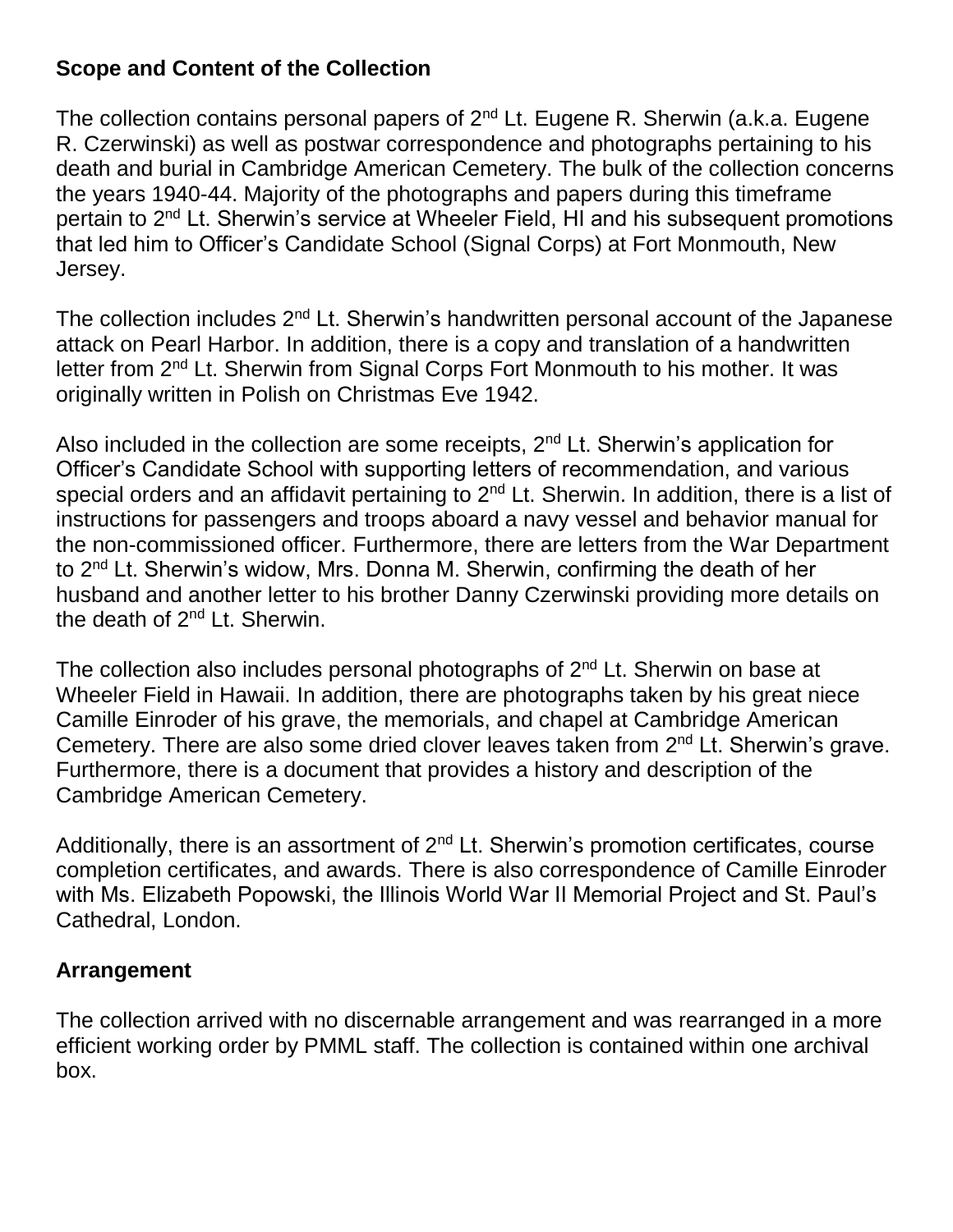## Scope and Content of the Collection

The collection contains personal papers of 2nd Lt. Eugene R. Sherwin (a.k.a. Eugene R. Czerwinski) as well as postwar correspondence and photographs pertaining to his death and burial in Cambridge American Cemetery. The bulk of the collection concerns the years 1940-44. Majority of the photographs and papers during this timeframe pertain to 2nd Lt. Sherwin's service at Wheeler Field, HI and his subsequent promotions that led him to Officer's Candidate School (Signal Corps) at Fort Monmouth, New Jersey.

The collection includes 2nd Lt. Sherwin's handwritten personal account of the Japanese attack on Pearl Harbor. In addition, there is a copy and translation of a handwritten letter from 2nd Lt. Sherwin from Signal Corps Fort Monmouth to his mother. It was originally written in Polish on Christmas Eve 1942.

Also included in the collection are some receipts, 2nd Lt. Sherwin's application for Officer's Candidate School with supporting letters of recommendation, and various special orders and an affidavit pertaining to 2nd Lt. Sherwin. In addition, there is a list of instructions for passengers and troops aboard a navy vessel and behavior manual for the non-commissioned officer. Furthermore, there are letters from the War Department to 2nd Lt. Sherwin's widow, Mrs. Donna M. Sherwin, confirming the death of her husband and another letter to his brother Danny Czerwinski providing more details on the death of 2nd Lt. Sherwin.

The collection also includes personal photographs of 2nd Lt. Sherwin on base at Wheeler Field in Hawaii. In addition, there are photographs taken by his great niece Camille Einroder of his grave, the memorials, and chapel at Cambridge American Cemetery. There are also some dried clover leaves taken from 2nd Lt. Sherwin's grave. Furthermore, there is a document that provides a history and description of the Cambridge American Cemetery.

Additionally, there is an assortment of 2nd Lt. Sherwin's promotion certificates, course completion certificates, and awards. There is also correspondence of Camille Einroder with Ms. Elizabeth Popowski, the Illinois World War II Memorial Project and St. Paul's Cathedral, London.

## Arrangement

The collection arrived with no discernable arrangement and was rearranged in a more efficient working order by PMML staff. The collection is contained within one archival box.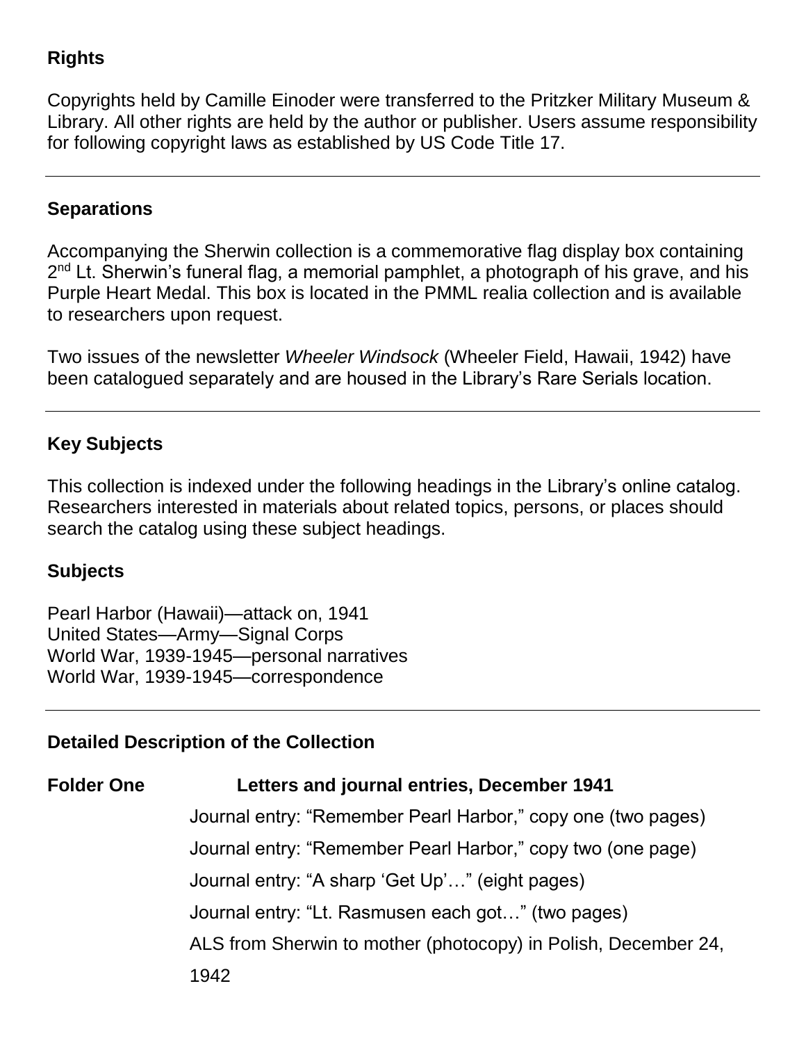## Rights

Copyrights held by Camille Einoder were transferred to the Pritzker Military Museum & Library. All other rights are held by the author or publisher. Users assume responsibility for following copyright laws as established by US Code Title 17.

---

## Separations

Accompanying the Sherwin collection is a commemorative flag display box containing 2nd Lt. Sherwin's funeral flag, a memorial pamphlet, a photograph of his grave, and his Purple Heart Medal. This box is located in the PMML realia collection and is available to researchers upon request.

Two issues of the newsletter *Wheeler Windsock* (Wheeler Field, Hawaii, 1942) have been catalogued separately and are housed in the Library's Rare Serials location.

---

## Key Subjects

This collection is indexed under the following headings in the Library's online catalog. Researchers interested in materials about related topics, persons, or places should search the catalog using these subject headings.

### Subjects

Pearl Harbor (Hawaii)—attack on, 1941
United States—Army—Signal Corps
World War, 1939-1945—personal narratives
World War, 1939-1945—correspondence

---

## Detailed Description of the Collection

**Folder One** **Letters and journal entries, December 1941**

Journal entry: "Remember Pearl Harbor," copy one (two pages)

Journal entry: "Remember Pearl Harbor," copy two (one page)

Journal entry: "A sharp 'Get Up'…" (eight pages)

Journal entry: "Lt. Rasmusen each got…" (two pages)

ALS from Sherwin to mother (photocopy) in Polish, December 24, 1942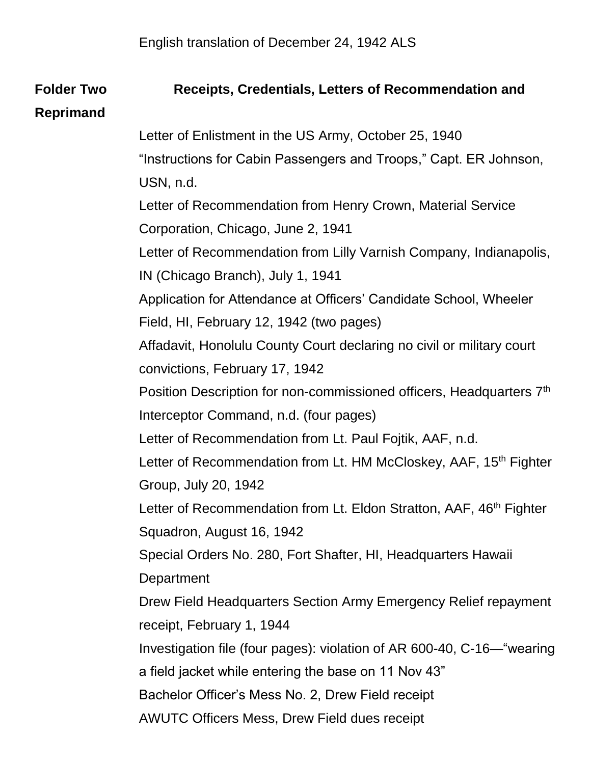English translation of December 24, 1942 ALS

**Folder Two Receipts, Credentials, Letters of Recommendation and Reprimand**

Letter of Enlistment in the US Army, October 25, 1940

"Instructions for Cabin Passengers and Troops," Capt. ER Johnson, USN, n.d.

Letter of Recommendation from Henry Crown, Material Service Corporation, Chicago, June 2, 1941

Letter of Recommendation from Lilly Varnish Company, Indianapolis, IN (Chicago Branch), July 1, 1941

Application for Attendance at Officers' Candidate School, Wheeler Field, HI, February 12, 1942 (two pages)

Affadavit, Honolulu County Court declaring no civil or military court convictions, February 17, 1942

Position Description for non-commissioned officers, Headquarters 7th Interceptor Command, n.d. (four pages)

Letter of Recommendation from Lt. Paul Fojtik, AAF, n.d.

Letter of Recommendation from Lt. HM McCloskey, AAF, 15th Fighter Group, July 20, 1942

Letter of Recommendation from Lt. Eldon Stratton, AAF, 46th Fighter Squadron, August 16, 1942

Special Orders No. 280, Fort Shafter, HI, Headquarters Hawaii Department

Drew Field Headquarters Section Army Emergency Relief repayment receipt, February 1, 1944

Investigation file (four pages): violation of AR 600-40, C-16—"wearing a field jacket while entering the base on 11 Nov 43"

Bachelor Officer's Mess No. 2, Drew Field receipt

AWUTC Officers Mess, Drew Field dues receipt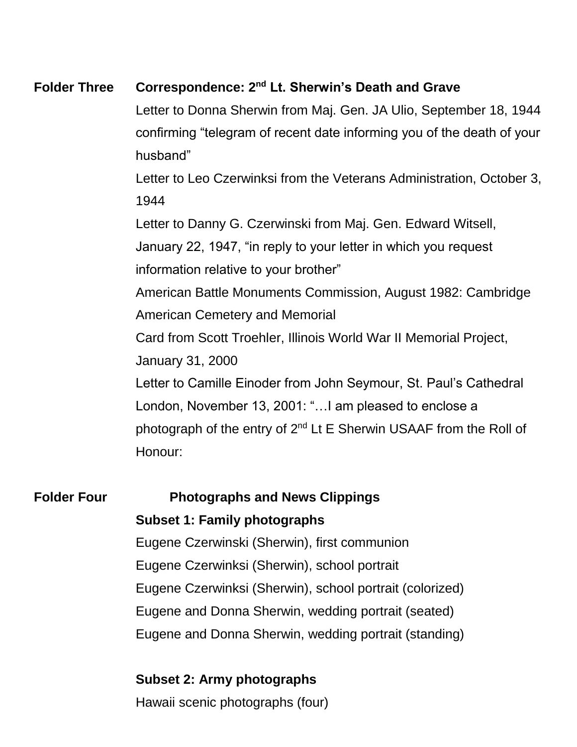**Folder Three** **Correspondence: 2nd Lt. Sherwin's Death and Grave**

Letter to Donna Sherwin from Maj. Gen. JA Ulio, September 18, 1944 confirming "telegram of recent date informing you of the death of your husband"

Letter to Leo Czerwinksi from the Veterans Administration, October 3, 1944

Letter to Danny G. Czerwinski from Maj. Gen. Edward Witsell, January 22, 1947, "in reply to your letter in which you request information relative to your brother"

American Battle Monuments Commission, August 1982: Cambridge American Cemetery and Memorial

Card from Scott Troehler, Illinois World War II Memorial Project, January 31, 2000

Letter to Camille Einoder from John Seymour, St. Paul's Cathedral London, November 13, 2001: "…I am pleased to enclose a photograph of the entry of 2nd Lt E Sherwin USAAF from the Roll of Honour:

**Folder Four** **Photographs and News Clippings**

**Subset 1: Family photographs**

Eugene Czerwinski (Sherwin), first communion

Eugene Czerwinksi (Sherwin), school portrait

Eugene Czerwinksi (Sherwin), school portrait (colorized)

Eugene and Donna Sherwin, wedding portrait (seated)

Eugene and Donna Sherwin, wedding portrait (standing)

**Subset 2: Army photographs**

Hawaii scenic photographs (four)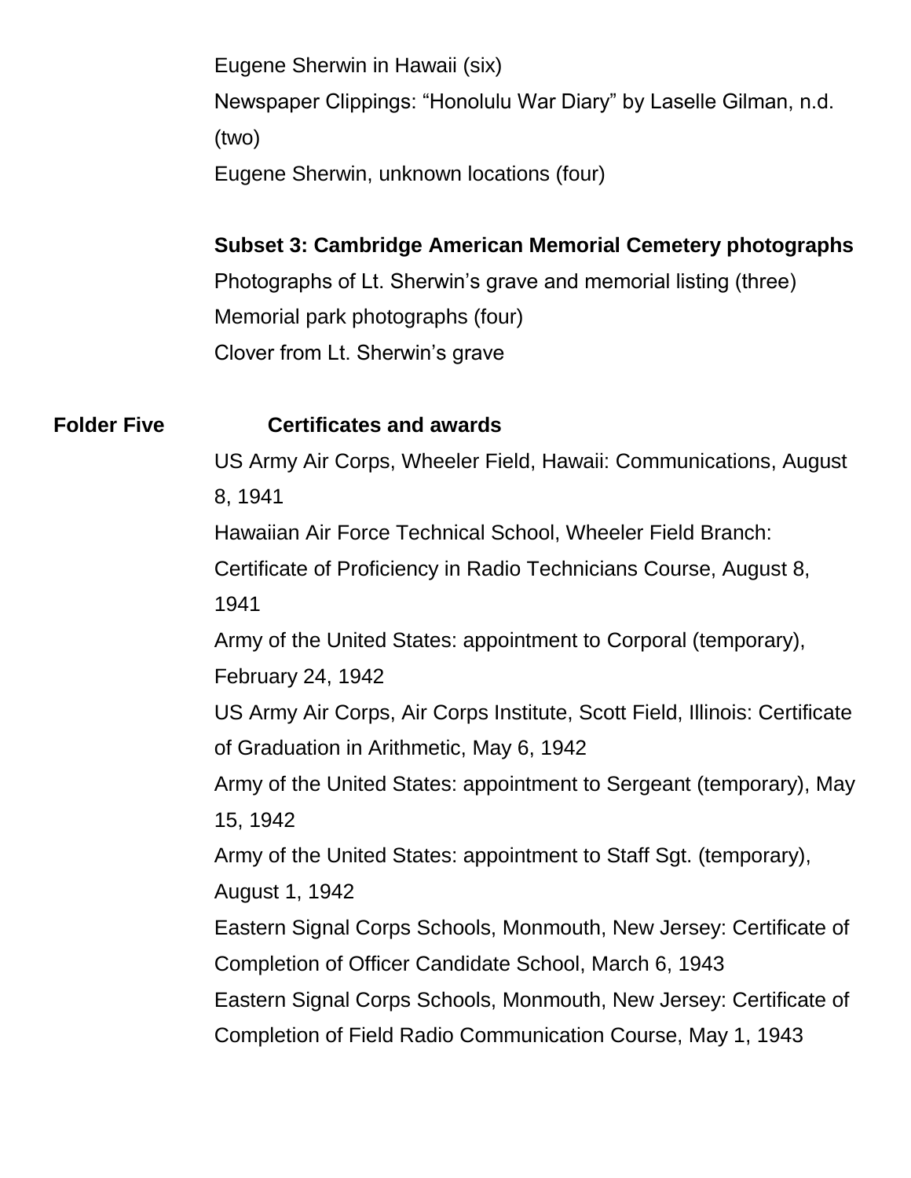Eugene Sherwin in Hawaii (six)

Newspaper Clippings: “Honolulu War Diary” by Laselle Gilman, n.d. (two)

Eugene Sherwin, unknown locations (four)

**Subset 3: Cambridge American Memorial Cemetery photographs**

Photographs of Lt. Sherwin’s grave and memorial listing (three)

Memorial park photographs (four)

Clover from Lt. Sherwin’s grave

**Folder Five** **Certificates and awards**

US Army Air Corps, Wheeler Field, Hawaii: Communications, August 8, 1941

Hawaiian Air Force Technical School, Wheeler Field Branch: Certificate of Proficiency in Radio Technicians Course, August 8, 1941

Army of the United States: appointment to Corporal (temporary), February 24, 1942

US Army Air Corps, Air Corps Institute, Scott Field, Illinois: Certificate of Graduation in Arithmetic, May 6, 1942

Army of the United States: appointment to Sergeant (temporary), May 15, 1942

Army of the United States: appointment to Staff Sgt. (temporary), August 1, 1942

Eastern Signal Corps Schools, Monmouth, New Jersey: Certificate of Completion of Officer Candidate School, March 6, 1943

Eastern Signal Corps Schools, Monmouth, New Jersey: Certificate of Completion of Field Radio Communication Course, May 1, 1943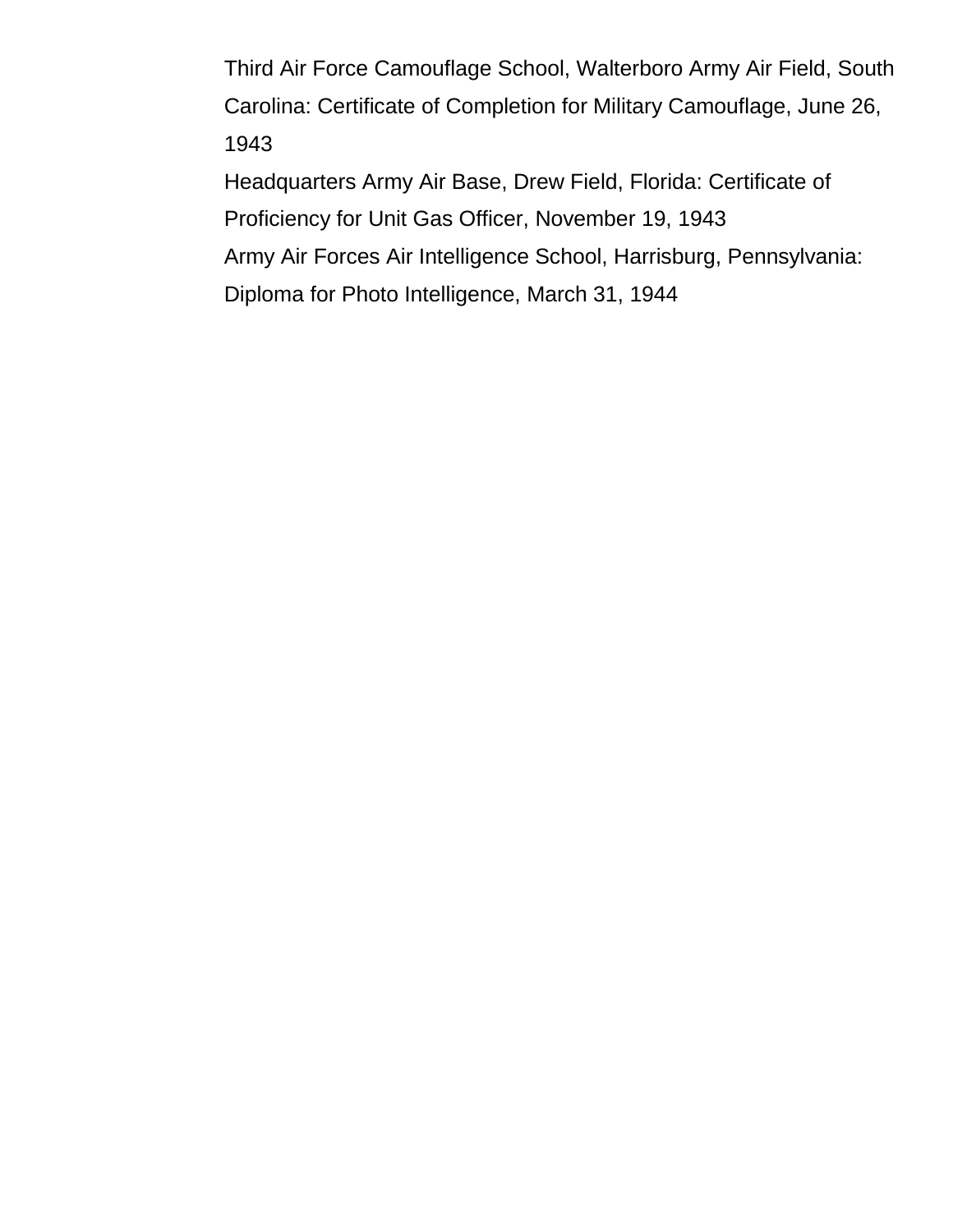Third Air Force Camouflage School, Walterboro Army Air Field, South Carolina: Certificate of Completion for Military Camouflage, June 26, 1943

Headquarters Army Air Base, Drew Field, Florida: Certificate of Proficiency for Unit Gas Officer, November 19, 1943

Army Air Forces Air Intelligence School, Harrisburg, Pennsylvania: Diploma for Photo Intelligence, March 31, 1944